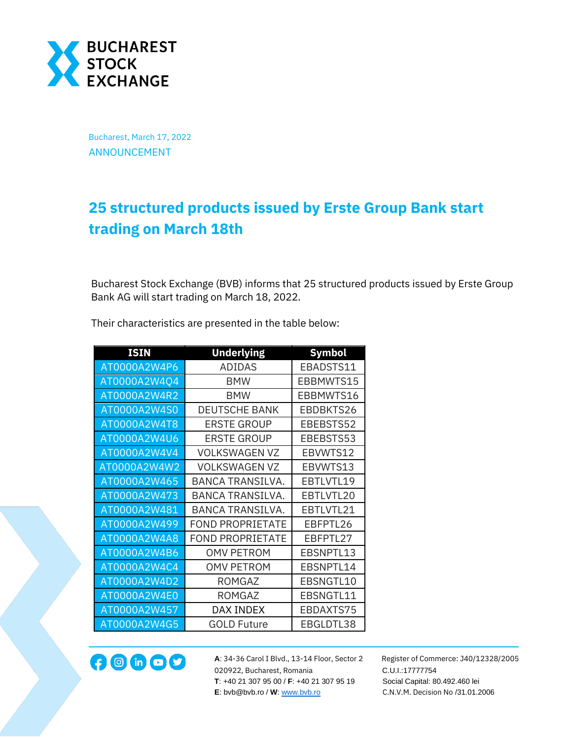BUCHAREST STOCK EXCHANGE

Bucharest, March 17, 2022

ANNOUNCEMENT

# 25 structured products issued by Erste Group Bank start trading on March 18th

Bucharest Stock Exchange (BVB) informs that 25 structured products issued by Erste Group Bank AG will start trading on March 18, 2022.

Their characteristics are presented in the table below:

| ISIN | Underlying | Symbol |
|---|---|---|
| AT0000A2W4P6 | ADIDAS | EBADSTS11 |
| AT0000A2W4Q4 | BMW | EBBMWTS15 |
| AT0000A2W4R2 | BMW | EBBMWTS16 |
| AT0000A2W4S0 | DEUTSCHE BANK | EBDBKTS26 |
| AT0000A2W4T8 | ERSTE GROUP | EBEBSTS52 |
| AT0000A2W4U6 | ERSTE GROUP | EBEBSTS53 |
| AT0000A2W4V4 | VOLKSWAGEN VZ | EBVWTS12 |
| AT0000A2W4W2 | VOLKSWAGEN VZ | EBVWTS13 |
| AT0000A2W465 | BANCA TRANSILVA. | EBTLVTL19 |
| AT0000A2W473 | BANCA TRANSILVA. | EBTLVTL20 |
| AT0000A2W481 | BANCA TRANSILVA. | EBTLVTL21 |
| AT0000A2W499 | FOND PROPRIETATE | EBFPTL26 |
| AT0000A2W4A8 | FOND PROPRIETATE | EBFPTL27 |
| AT0000A2W4B6 | OMV PETROM | EBSNPTL13 |
| AT0000A2W4C4 | OMV PETROM | EBSNPTL14 |
| AT0000A2W4D2 | ROMGAZ | EBSNGTL10 |
| AT0000A2W4E0 | ROMGAZ | EBSNGTL11 |
| AT0000A2W457 | DAX INDEX | EBDAXTS75 |
| AT0000A2W4G5 | GOLD Future | EBGLDTL38 |

**A**: 34-36 Carol I Blvd., 13-14 Floor, Sector 2
020922, Bucharest, Romania
**T**: +40 21 307 95 00 / **F**: +40 21 307 95 19
**E**: bvb@bvb.ro / **W**: www.bvb.ro

Register of Commerce: J40/12328/2005
C.U.I.:17777754
Social Capital: 80.492.460 lei
C.N.V.M. Decision No /31.01.2006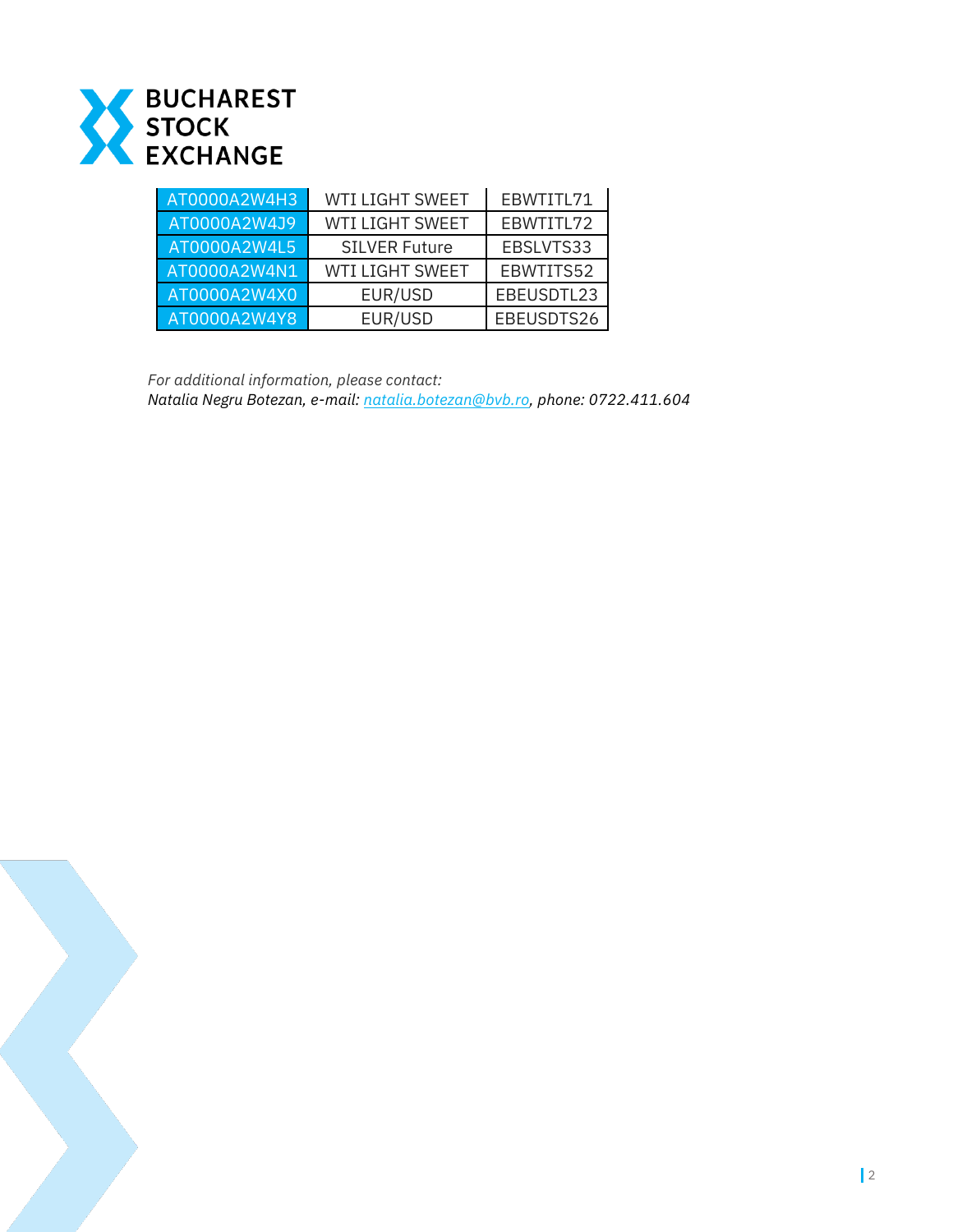| | | |
|---|---|---|
| AT0000A2W4H3 | WTI LIGHT SWEET | EBWTITL71 |
| AT0000A2W4J9 | WTI LIGHT SWEET | EBWTITL72 |
| AT0000A2W4L5 | SILVER Future | EBSLVTS33 |
| AT0000A2W4N1 | WTI LIGHT SWEET | EBWTITS52 |
| AT0000A2W4X0 | EUR/USD | EBEUSDTL23 |
| AT0000A2W4Y8 | EUR/USD | EBEUSDTS26 |

*For additional information, please contact:*
*Natalia Negru Botezan, e-mail: natalia.botezan@bvb.ro, phone: 0722.411.604*